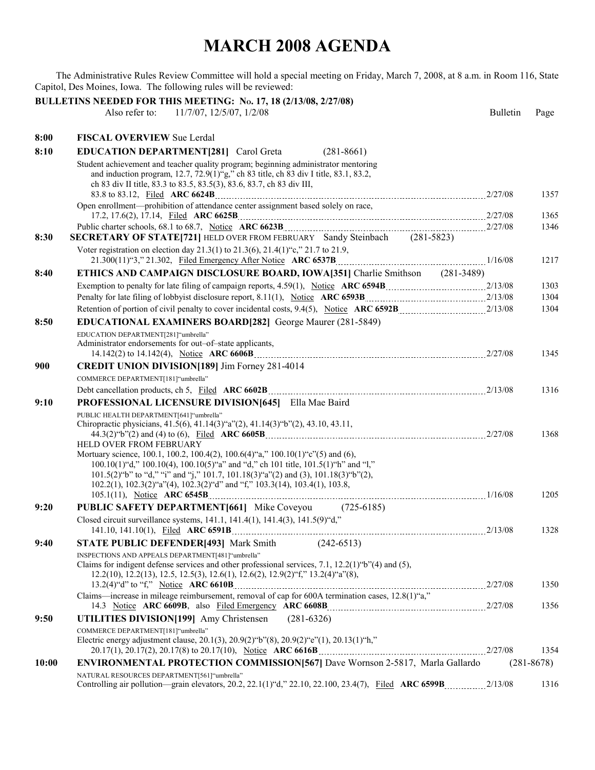# MARCH 2008 AGENDA

The Administrative Rules Review Committee will hold a special meeting on Friday, March 7, 2008, at 8 a.m. in Room 116, State Capitol, Des Moines, Iowa. The following rules will be reviewed:

**BULLETINS NEEDED FOR THIS MEETING: No. 17, 18 (2/13/08, 2/27/08)**

Also refer to: 11/7/07, 12/5/07, 1/2/08

| Time | Item | Bulletin | Page |
|---|---|---|---|
| **8:00** | **FISCAL OVERVIEW** Sue Lerdal | | |
| **8:10** | **EDUCATION DEPARTMENT[281]** Carol Greta (281-8661) | | |
| | Student achievement and teacher quality program; beginning administrator mentoring and induction program, 12.7, 72.9(1)"g," ch 83 title, ch 83 div I title, 83.1, 83.2, ch 83 div II title, 83.3 to 83.5, 83.5(3), 83.6, 83.7, ch 83 div III, 83.8 to 83.12, Filed **ARC 6624B** | 2/27/08 | 1357 |
| | Open enrollment—prohibition of attendance center assignment based solely on race, 17.2, 17.6(2), 17.14, Filed **ARC 6625B** | 2/27/08 | 1365 |
| | Public charter schools, 68.1 to 68.7, Notice **ARC 6623B** | 2/27/08 | 1346 |
| **8:30** | **SECRETARY OF STATE[721]** HELD OVER FROM FEBRUARY Sandy Steinbach (281-5823) | | |
| | Voter registration on election day 21.3(1) to 21.3(6), 21.4(1)"c," 21.7 to 21.9, 21.300(11)"3," 21.302, Filed Emergency After Notice **ARC 6537B** | 1/16/08 | 1217 |
| **8:40** | **ETHICS AND CAMPAIGN DISCLOSURE BOARD, IOWA[351]** Charlie Smithson (281-3489) | | |
| | Exemption to penalty for late filing of campaign reports, 4.59(1), Notice **ARC 6594B** | 2/13/08 | 1303 |
| | Penalty for late filing of lobbyist disclosure report, 8.11(1), Notice **ARC 6593B** | 2/13/08 | 1304 |
| | Retention of portion of civil penalty to cover incidental costs, 9.4(5), Notice **ARC 6592B** | 2/13/08 | 1304 |
| **8:50** | **EDUCATIONAL EXAMINERS BOARD[282]** George Maurer (281-5849) | | |
| | EDUCATION DEPARTMENT[281]"umbrella"<br>Administrator endorsements for out–of–state applicants, 14.142(2) to 14.142(4), Notice **ARC 6606B** | 2/27/08 | 1345 |
| **900** | **CREDIT UNION DIVISION[189]** Jim Forney 281-4014 | | |
| | COMMERCE DEPARTMENT[181]"umbrella"<br>Debt cancellation products, ch 5, Filed **ARC 6602B** | 2/13/08 | 1316 |
| **9:10** | **PROFESSIONAL LICENSURE DIVISION[645]** Ella Mae Baird | | |
| | PUBLIC HEALTH DEPARTMENT[641]"umbrella"<br>Chiropractic physicians, 41.5(6), 41.14(3)"a"(2), 41.14(3)"b"(2), 43.10, 43.11, 44.3(2)"b"(2) and (4) to (6), Filed **ARC 6605B** | 2/27/08 | 1368 |
| | HELD OVER FROM FEBRUARY<br>Mortuary science, 100.1, 100.2, 100.4(2), 100.6(4)"a," 100.10(1)"c"(5) and (6), 100.10(1)"d," 100.10(4), 100.10(5)"a" and "d," ch 101 title, 101.5(1)"h" and "l," 101.5(2)"b" to "d," "i" and "j," 101.7, 101.18(3)"a"(2) and (3), 101.18(3)"b"(2), 102.2(1), 102.3(2)"a"(4), 102.3(2)"d" and "f," 103.3(14), 103.4(1), 103.8, 105.1(11), Notice **ARC 6545B** | 1/16/08 | 1205 |
| **9:20** | **PUBLIC SAFETY DEPARTMENT[661]** Mike Coveyou (725-6185) | | |
| | Closed circuit surveillance systems, 141.1, 141.4(1), 141.4(3), 141.5(9)"d," 141.10, 141.10(1), Filed **ARC 6591B** | 2/13/08 | 1328 |
| **9:40** | **STATE PUBLIC DEFENDER[493]** Mark Smith (242-6513) | | |
| | INSPECTIONS AND APPEALS DEPARTMENT[481]"umbrella"<br>Claims for indigent defense services and other professional services, 7.1, 12.2(1)"b"(4) and (5), 12.2(10), 12.2(13), 12.5, 12.5(3), 12.6(1), 12.6(2), 12.9(2)"f," 13.2(4)"a"(8), 13.2(4)"d" to "f," Notice **ARC 6610B** | 2/27/08 | 1350 |
| | Claims—increase in mileage reimbursement, removal of cap for 600A termination cases, 12.8(1)"a," 14.3 Notice **ARC 6609B**, also Filed Emergency **ARC 6608B** | 2/27/08 | 1356 |
| **9:50** | **UTILITIES DIVISION[199]** Amy Christensen (281-6326) | | |
| | COMMERCE DEPARTMENT[181]"umbrella"<br>Electric energy adjustment clause, 20.1(3), 20.9(2)"b"(8), 20.9(2)"e"(1), 20.13(1)"h," 20.17(1), 20.17(2), 20.17(8) to 20.17(10), Notice **ARC 6616B** | 2/27/08 | 1354 |
| **10:00** | **ENVIRONMENTAL PROTECTION COMMISSION[567]** Dave Wornson 2-5817, Marla Gallardo (281-8678) | | |
| | NATURAL RESOURCES DEPARTMENT[561]"umbrella"<br>Controlling air pollution—grain elevators, 20.2, 22.1(1)"d," 22.10, 22.100, 23.4(7), Filed **ARC 6599B** | 2/13/08 | 1316 |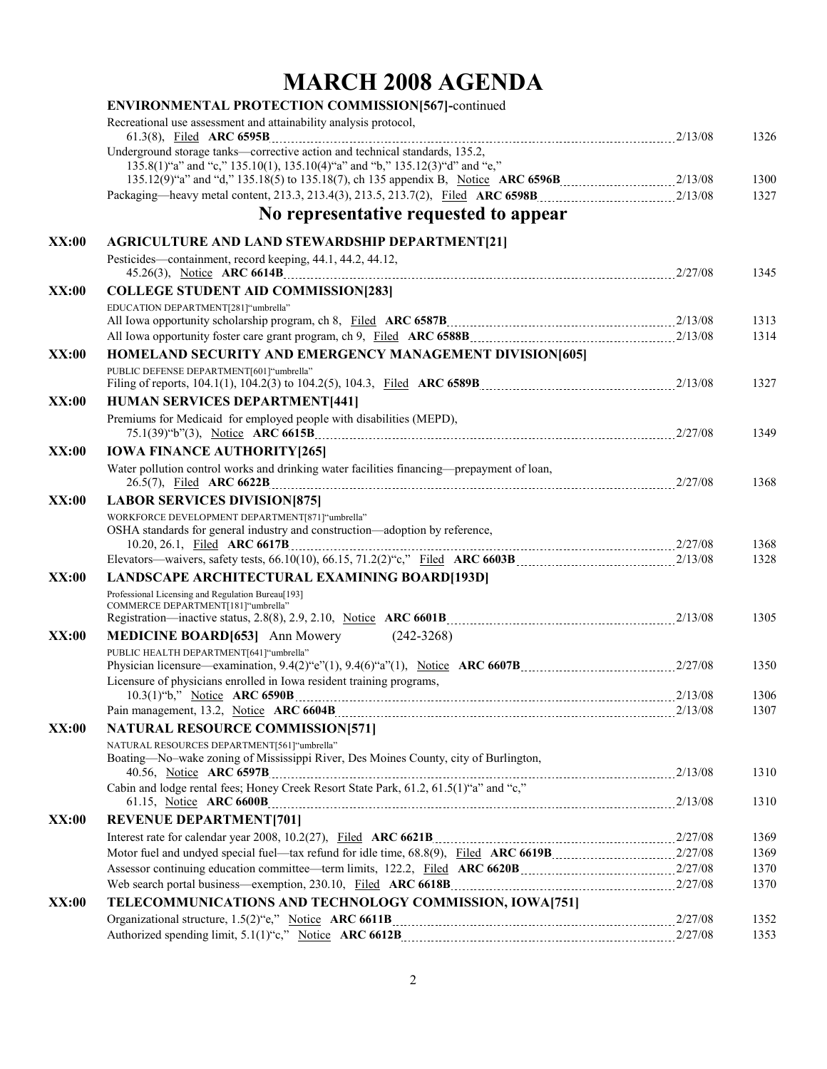# MARCH 2008 AGENDA

**ENVIRONMENTAL PROTECTION COMMISSION[567]-continued**

| | | | |
|---|---|---|---|
| | Recreational use assessment and attainability analysis protocol, 61.3(8), Filed **ARC 6595B** | 2/13/08 | 1326 |
| | Underground storage tanks—corrective action and technical standards, 135.2, 135.8(1)"a" and "c," 135.10(1), 135.10(4)"a" and "b," 135.12(3)"d" and "e," 135.12(9)"a" and "d," 135.18(5) to 135.18(7), ch 135 appendix B, Notice **ARC 6596B** | 2/13/08 | 1300 |
| | Packaging—heavy metal content, 213.3, 213.4(3), 213.5, 213.7(2), Filed **ARC 6598B** | 2/13/08 | 1327 |

## No representative requested to appear

| | | | |
|---|---|---|---|
| **XX:00** | **AGRICULTURE AND LAND STEWARDSHIP DEPARTMENT[21]** | | |
| | Pesticides—containment, record keeping, 44.1, 44.2, 44.12, 45.26(3), Notice **ARC 6614B** | 2/27/08 | 1345 |
| **XX:00** | **COLLEGE STUDENT AID COMMISSION[283]** | | |
| | EDUCATION DEPARTMENT[281]"umbrella" | | |
| | All Iowa opportunity scholarship program, ch 8, Filed **ARC 6587B** | 2/13/08 | 1313 |
| | All Iowa opportunity foster care grant program, ch 9, Filed **ARC 6588B** | 2/13/08 | 1314 |
| **XX:00** | **HOMELAND SECURITY AND EMERGENCY MANAGEMENT DIVISION[605]** | | |
| | PUBLIC DEFENSE DEPARTMENT[601]"umbrella" | | |
| | Filing of reports, 104.1(1), 104.2(3) to 104.2(5), 104.3, Filed **ARC 6589B** | 2/13/08 | 1327 |
| **XX:00** | **HUMAN SERVICES DEPARTMENT[441]** | | |
| | Premiums for Medicaid for employed people with disabilities (MEPD), 75.1(39)"b"(3), Notice **ARC 6615B** | 2/27/08 | 1349 |
| **XX:00** | **IOWA FINANCE AUTHORITY[265]** | | |
| | Water pollution control works and drinking water facilities financing—prepayment of loan, 26.5(7), Filed **ARC 6622B** | 2/27/08 | 1368 |
| **XX:00** | **LABOR SERVICES DIVISION[875]** | | |
| | WORKFORCE DEVELOPMENT DEPARTMENT[871]"umbrella" | | |
| | OSHA standards for general industry and construction—adoption by reference, 10.20, 26.1, Filed **ARC 6617B** | 2/27/08 | 1368 |
| | Elevators—waivers, safety tests, 66.10(10), 66.15, 71.2(2)"c," Filed **ARC 6603B** | 2/13/08 | 1328 |
| **XX:00** | **LANDSCAPE ARCHITECTURAL EXAMINING BOARD[193D]** | | |
| | Professional Licensing and Regulation Bureau[193] COMMERCE DEPARTMENT[181]"umbrella" | | |
| | Registration—inactive status, 2.8(8), 2.9, 2.10, Notice **ARC 6601B** | 2/13/08 | 1305 |
| **XX:00** | **MEDICINE BOARD[653]** Ann Mowery (242-3268) | | |
| | PUBLIC HEALTH DEPARTMENT[641]"umbrella" | | |
| | Physician licensure—examination, 9.4(2)"e"(1), 9.4(6)"a"(1), Notice **ARC 6607B** | 2/27/08 | 1350 |
| | Licensure of physicians enrolled in Iowa resident training programs, 10.3(1)"b," Notice **ARC 6590B** | 2/13/08 | 1306 |
| | Pain management, 13.2, Notice **ARC 6604B** | 2/13/08 | 1307 |
| **XX:00** | **NATURAL RESOURCE COMMISSION[571]** | | |
| | NATURAL RESOURCES DEPARTMENT[561]"umbrella" | | |
| | Boating—No–wake zoning of Mississippi River, Des Moines County, city of Burlington, 40.56, Notice **ARC 6597B** | 2/13/08 | 1310 |
| | Cabin and lodge rental fees; Honey Creek Resort State Park, 61.2, 61.5(1)"a" and "c," 61.15, Notice **ARC 6600B** | 2/13/08 | 1310 |
| **XX:00** | **REVENUE DEPARTMENT[701]** | | |
| | Interest rate for calendar year 2008, 10.2(27), Filed **ARC 6621B** | 2/27/08 | 1369 |
| | Motor fuel and undyed special fuel—tax refund for idle time, 68.8(9), Filed **ARC 6619B** | 2/27/08 | 1369 |
| | Assessor continuing education committee—term limits, 122.2, Filed **ARC 6620B** | 2/27/08 | 1370 |
| | Web search portal business—exemption, 230.10, Filed **ARC 6618B** | 2/27/08 | 1370 |
| **XX:00** | **TELECOMMUNICATIONS AND TECHNOLOGY COMMISSION, IOWA[751]** | | |
| | Organizational structure, 1.5(2)"e," Notice **ARC 6611B** | 2/27/08 | 1352 |
| | Authorized spending limit, 5.1(1)"c," Notice **ARC 6612B** | 2/27/08 | 1353 |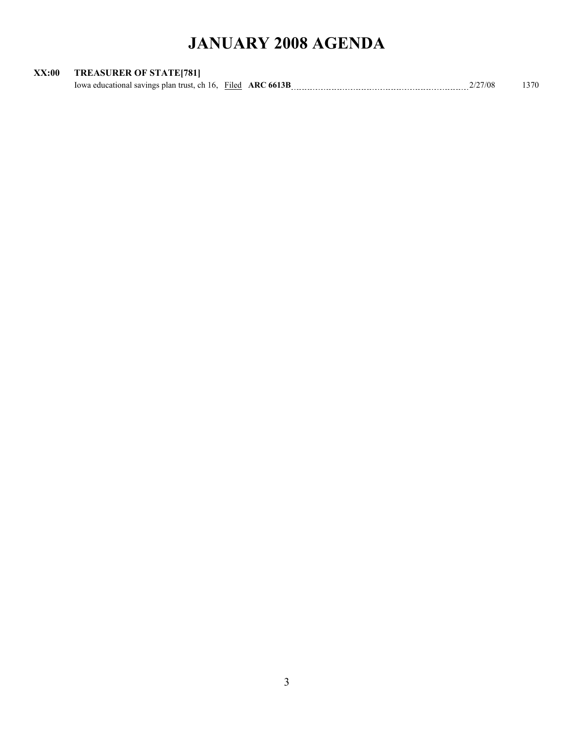# JANUARY 2008 AGENDA

**XX:00 TREASURER OF STATE[781]**

Iowa educational savings plan trust, ch 16, Filed **ARC 6613B** 2/27/08 1370